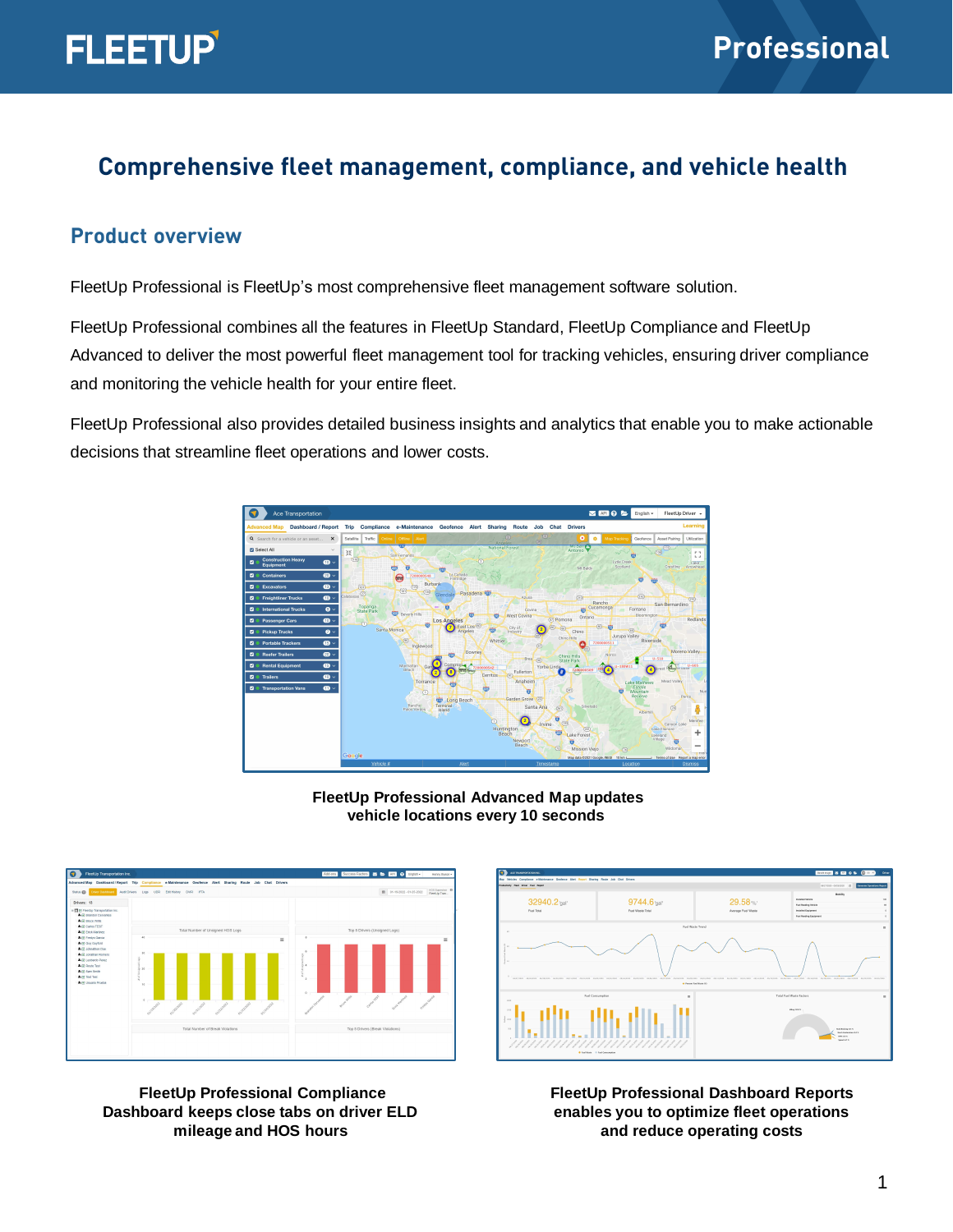FLEETUP

Professional

# Comprehensive fleet management, compliance, and vehicle health

## Product overview

FleetUp Professional is FleetUp's most comprehensive fleet management software solution.

FleetUp Professional combines all the features in FleetUp Standard, FleetUp Compliance and FleetUp Advanced to deliver the most powerful fleet management tool for tracking vehicles, ensuring driver compliance and monitoring the vehicle health for your entire fleet.

FleetUp Professional also provides detailed business insights and analytics that enable you to make actionable decisions that streamline fleet operations and lower costs.

**FleetUp Professional Advanced Map updates vehicle locations every 10 seconds**

**FleetUp Professional Compliance Dashboard keeps close tabs on driver ELD mileage and HOS hours**

**FleetUp Professional Dashboard Reports enables you to optimize fleet operations and reduce operating costs**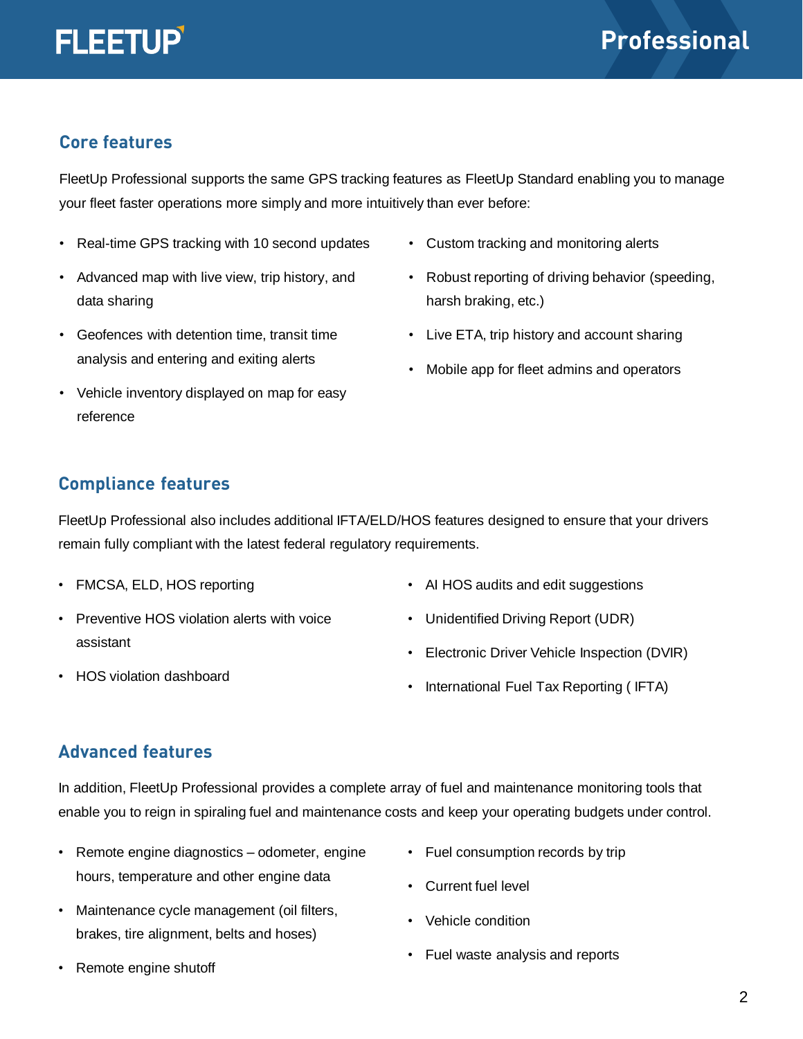# FLEETUP Professional

## Core features

FleetUp Professional supports the same GPS tracking features as FleetUp Standard enabling you to manage your fleet faster operations more simply and more intuitively than ever before:

- Real-time GPS tracking with 10 second updates
- Advanced map with live view, trip history, and data sharing
- Geofences with detention time, transit time analysis and entering and exiting alerts
- Vehicle inventory displayed on map for easy reference
- Custom tracking and monitoring alerts
- Robust reporting of driving behavior (speeding, harsh braking, etc.)
- Live ETA, trip history and account sharing
- Mobile app for fleet admins and operators

## Compliance features

FleetUp Professional also includes additional IFTA/ELD/HOS features designed to ensure that your drivers remain fully compliant with the latest federal regulatory requirements.

- FMCSA, ELD, HOS reporting
- Preventive HOS violation alerts with voice assistant
- HOS violation dashboard
- AI HOS audits and edit suggestions
- Unidentified Driving Report (UDR)
- Electronic Driver Vehicle Inspection (DVIR)
- International Fuel Tax Reporting ( IFTA)

## Advanced features

In addition, FleetUp Professional provides a complete array of fuel and maintenance monitoring tools that enable you to reign in spiraling fuel and maintenance costs and keep your operating budgets under control.

- Remote engine diagnostics – odometer, engine hours, temperature and other engine data
- Maintenance cycle management (oil filters, brakes, tire alignment, belts and hoses)
- Remote engine shutoff
- Fuel consumption records by trip
- Current fuel level
- Vehicle condition
- Fuel waste analysis and reports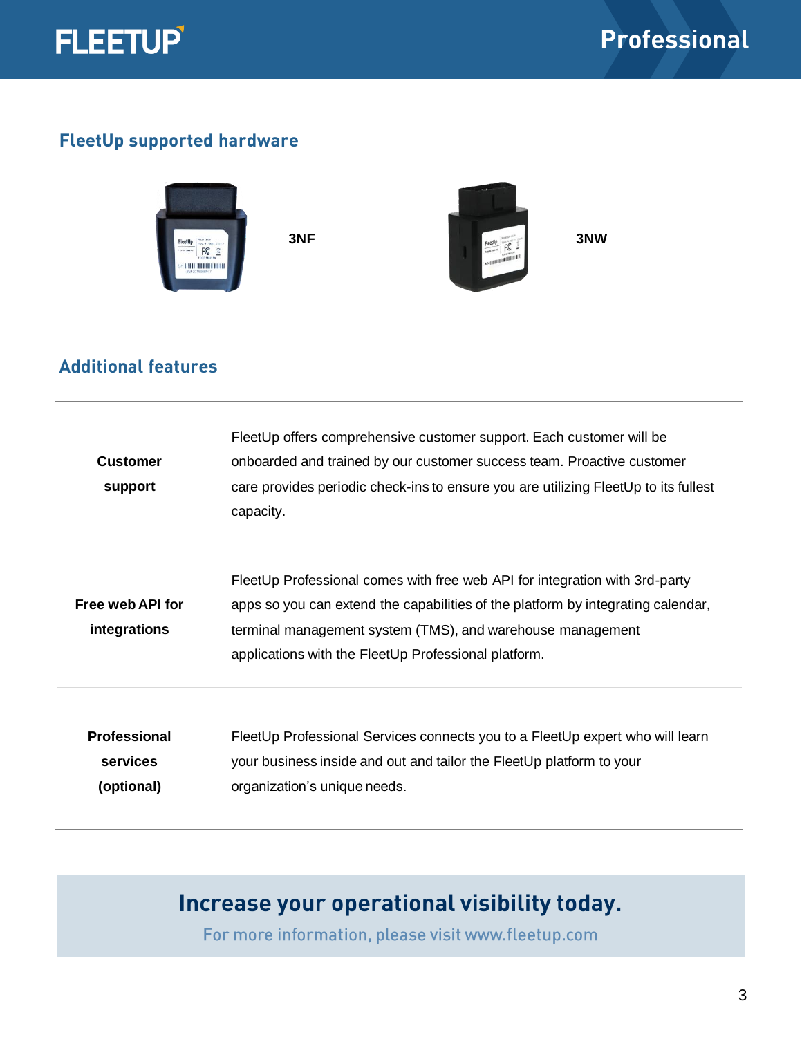## FleetUp supported hardware

3NF

3NW

## Additional features

| | |
|---|---|
| **Customer support** | FleetUp offers comprehensive customer support. Each customer will be onboarded and trained by our customer success team. Proactive customer care provides periodic check-ins to ensure you are utilizing FleetUp to its fullest capacity. |
| **Free web API for integrations** | FleetUp Professional comes with free web API for integration with 3rd-party apps so you can extend the capabilities of the platform by integrating calendar, terminal management system (TMS), and warehouse management applications with the FleetUp Professional platform. |
| **Professional services (optional)** | FleetUp Professional Services connects you to a FleetUp expert who will learn your business inside and out and tailor the FleetUp platform to your organization's unique needs. |

## Increase your operational visibility today.

For more information, please visit www.fleetup.com